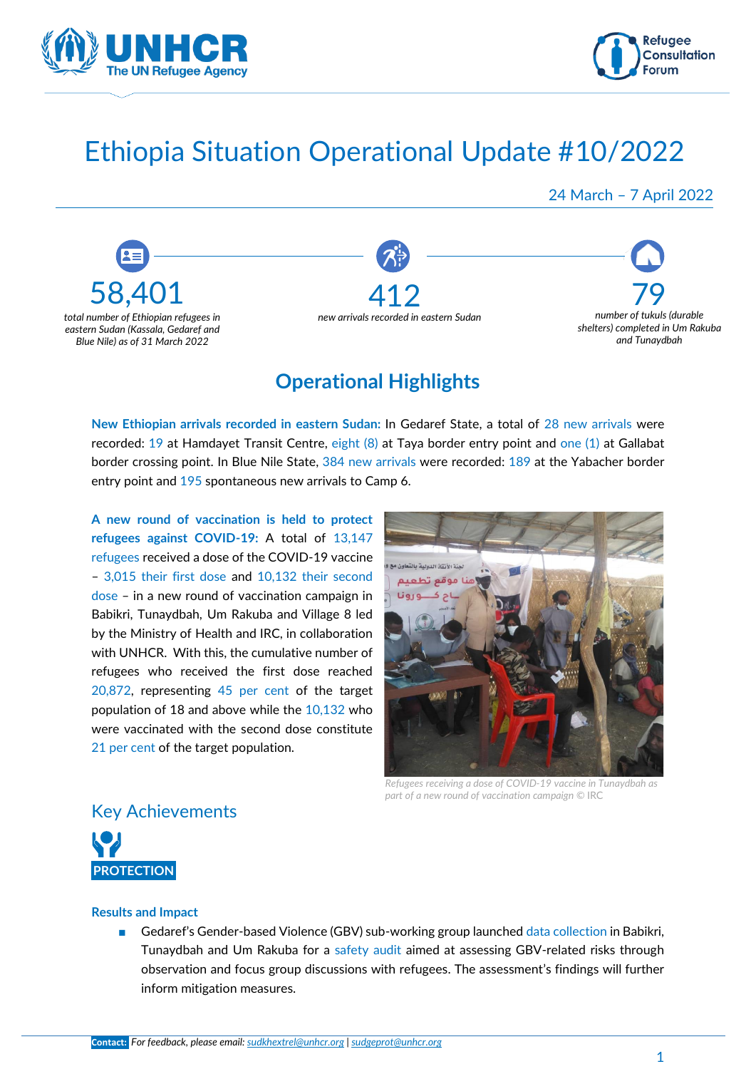# Ethiopia Situation Operational Update #10/2022

24 March – 7 April 2022

**58,401**
*total number of Ethiopian refugees in eastern Sudan (Kassala, Gedaref and Blue Nile) as of 31 March 2022*

**412**
*new arrivals recorded in eastern Sudan*

**79**
*number of tukuls (durable shelters) completed in Um Rakuba and Tunaydbah*

## Operational Highlights

**New Ethiopian arrivals recorded in eastern Sudan:** In Gedaref State, a total of 28 new arrivals were recorded: 19 at Hamdayet Transit Centre, eight (8) at Taya border entry point and one (1) at Gallabat border crossing point. In Blue Nile State, 384 new arrivals were recorded: 189 at the Yabacher border entry point and 195 spontaneous new arrivals to Camp 6.

**A new round of vaccination is held to protect refugees against COVID-19:** A total of 13,147 refugees received a dose of the COVID-19 vaccine – 3,015 their first dose and 10,132 their second dose – in a new round of vaccination campaign in Babikri, Tunaydbah, Um Rakuba and Village 8 led by the Ministry of Health and IRC, in collaboration with UNHCR. With this, the cumulative number of refugees who received the first dose reached 20,872, representing 45 per cent of the target population of 18 and above while the 10,132 who were vaccinated with the second dose constitute 21 per cent of the target population.

*Refugees receiving a dose of COVID-19 vaccine in Tunaydbah as part of a new round of vaccination campaign © IRC*

## Key Achievements

### PROTECTION

**Results and Impact**

- Gedaref's Gender-based Violence (GBV) sub-working group launched data collection in Babikri, Tunaydbah and Um Rakuba for a safety audit aimed at assessing GBV-related risks through observation and focus group discussions with refugees. The assessment's findings will further inform mitigation measures.

**Contact:** *For feedback, please email: sudkhextrel@unhcr.org | sudgeprot@unhcr.org*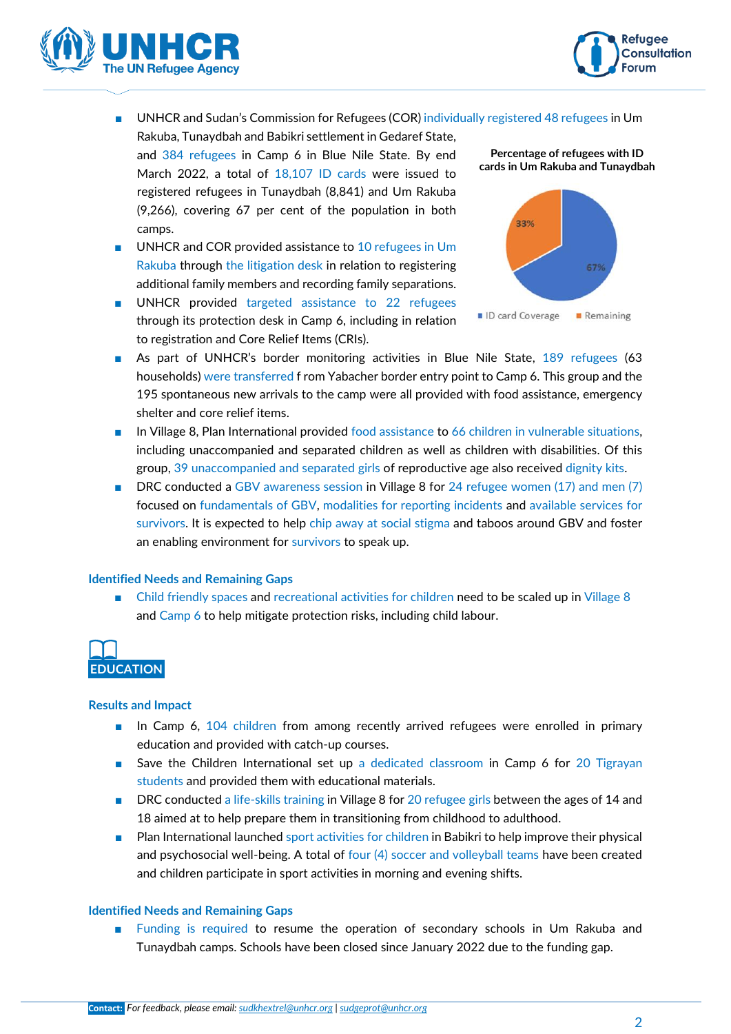- UNHCR and Sudan's Commission for Refugees (COR) individually registered 48 refugees in Um Rakuba, Tunaydbah and Babikri settlement in Gedaref State, and 384 refugees in Camp 6 in Blue Nile State. By end March 2022, a total of 18,107 ID cards were issued to registered refugees in Tunaydbah (8,841) and Um Rakuba (9,266), covering 67 per cent of the population in both camps.
- UNHCR and COR provided assistance to 10 refugees in Um Rakuba through the litigation desk in relation to registering additional family members and recording family separations.
- UNHCR provided targeted assistance to 22 refugees through its protection desk in Camp 6, including in relation to registration and Core Relief Items (CRIs).

**Percentage of refugees with ID cards in Um Rakuba and Tunaydbah**

| Category | Percentage |
|---|---|
| ID card Coverage | 67% |
| Remaining | 33% |

- As part of UNHCR's border monitoring activities in Blue Nile State, 189 refugees (63 households) were transferred f rom Yabacher border entry point to Camp 6. This group and the 195 spontaneous new arrivals to the camp were all provided with food assistance, emergency shelter and core relief items.
- In Village 8, Plan International provided food assistance to 66 children in vulnerable situations, including unaccompanied and separated children as well as children with disabilities. Of this group, 39 unaccompanied and separated girls of reproductive age also received dignity kits.
- DRC conducted a GBV awareness session in Village 8 for 24 refugee women (17) and men (7) focused on fundamentals of GBV, modalities for reporting incidents and available services for survivors. It is expected to help chip away at social stigma and taboos around GBV and foster an enabling environment for survivors to speak up.

### Identified Needs and Remaining Gaps

- Child friendly spaces and recreational activities for children need to be scaled up in Village 8 and Camp 6 to help mitigate protection risks, including child labour.

## EDUCATION

### Results and Impact

- In Camp 6, 104 children from among recently arrived refugees were enrolled in primary education and provided with catch-up courses.
- Save the Children International set up a dedicated classroom in Camp 6 for 20 Tigrayan students and provided them with educational materials.
- DRC conducted a life-skills training in Village 8 for 20 refugee girls between the ages of 14 and 18 aimed at to help prepare them in transitioning from childhood to adulthood.
- Plan International launched sport activities for children in Babikri to help improve their physical and psychosocial well-being. A total of four (4) soccer and volleyball teams have been created and children participate in sport activities in morning and evening shifts.

### Identified Needs and Remaining Gaps

- Funding is required to resume the operation of secondary schools in Um Rakuba and Tunaydbah camps. Schools have been closed since January 2022 due to the funding gap.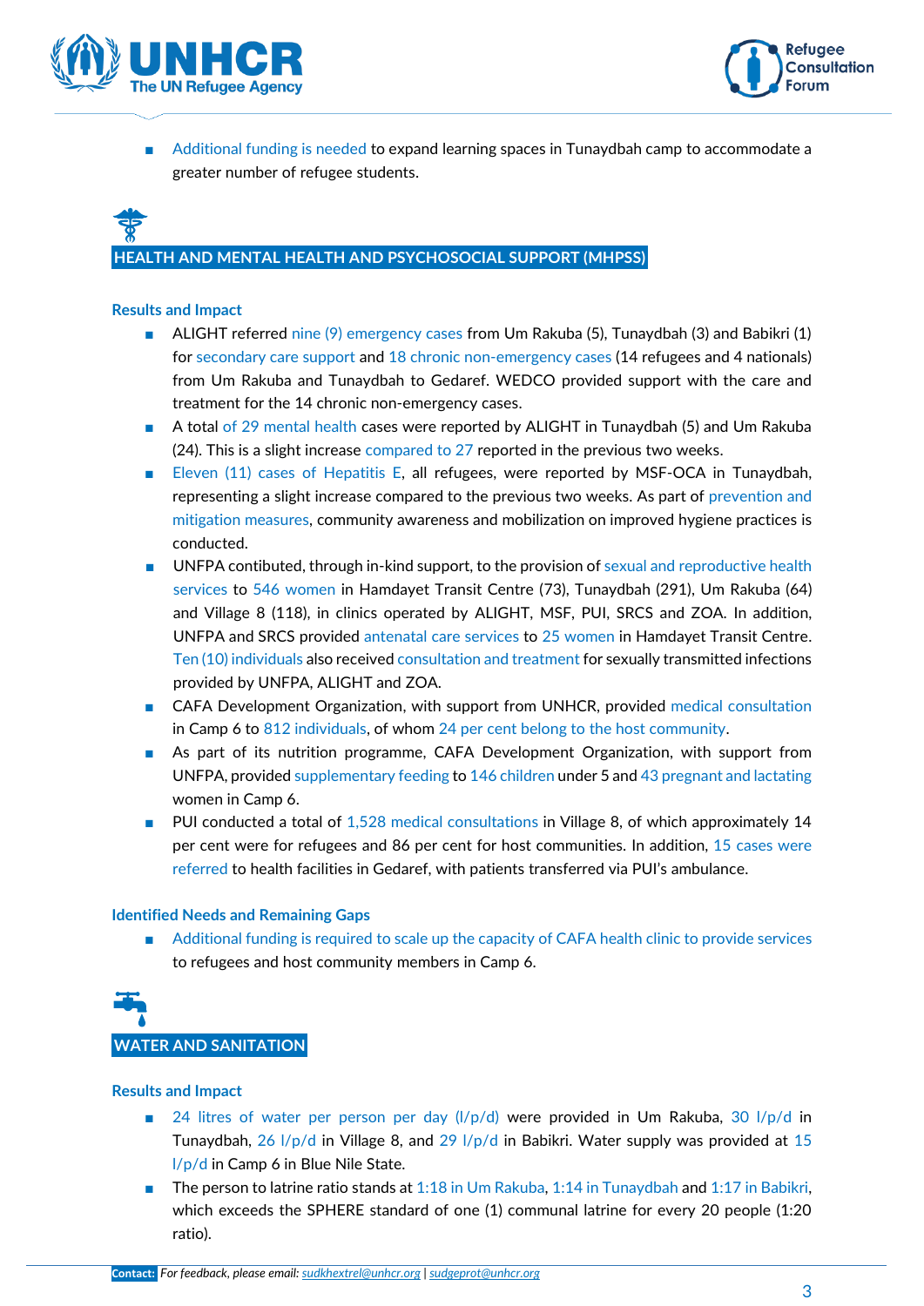- Additional funding is needed to expand learning spaces in Tunaydbah camp to accommodate a greater number of refugee students.

## HEALTH AND MENTAL HEALTH AND PSYCHOSOCIAL SUPPORT (MHPSS)

### Results and Impact

- ALIGHT referred nine (9) emergency cases from Um Rakuba (5), Tunaydbah (3) and Babikri (1) for secondary care support and 18 chronic non-emergency cases (14 refugees and 4 nationals) from Um Rakuba and Tunaydbah to Gedaref. WEDCO provided support with the care and treatment for the 14 chronic non-emergency cases.
- A total of 29 mental health cases were reported by ALIGHT in Tunaydbah (5) and Um Rakuba (24). This is a slight increase compared to 27 reported in the previous two weeks.
- Eleven (11) cases of Hepatitis E, all refugees, were reported by MSF-OCA in Tunaydbah, representing a slight increase compared to the previous two weeks. As part of prevention and mitigation measures, community awareness and mobilization on improved hygiene practices is conducted.
- UNFPA contibuted, through in-kind support, to the provision of sexual and reproductive health services to 546 women in Hamdayet Transit Centre (73), Tunaydbah (291), Um Rakuba (64) and Village 8 (118), in clinics operated by ALIGHT, MSF, PUI, SRCS and ZOA. In addition, UNFPA and SRCS provided antenatal care services to 25 women in Hamdayet Transit Centre. Ten (10) individuals also received consultation and treatment for sexually transmitted infections provided by UNFPA, ALIGHT and ZOA.
- CAFA Development Organization, with support from UNHCR, provided medical consultation in Camp 6 to 812 individuals, of whom 24 per cent belong to the host community.
- As part of its nutrition programme, CAFA Development Organization, with support from UNFPA, provided supplementary feeding to 146 children under 5 and 43 pregnant and lactating women in Camp 6.
- PUI conducted a total of 1,528 medical consultations in Village 8, of which approximately 14 per cent were for refugees and 86 per cent for host communities. In addition, 15 cases were referred to health facilities in Gedaref, with patients transferred via PUI's ambulance.

### Identified Needs and Remaining Gaps

- Additional funding is required to scale up the capacity of CAFA health clinic to provide services to refugees and host community members in Camp 6.

## WATER AND SANITATION

### Results and Impact

- 24 litres of water per person per day (l/p/d) were provided in Um Rakuba, 30 l/p/d in Tunaydbah, 26 l/p/d in Village 8, and 29 l/p/d in Babikri. Water supply was provided at 15 l/p/d in Camp 6 in Blue Nile State.
- The person to latrine ratio stands at 1:18 in Um Rakuba, 1:14 in Tunaydbah and 1:17 in Babikri, which exceeds the SPHERE standard of one (1) communal latrine for every 20 people (1:20 ratio).

**Contact:** *For feedback, please email: sudkhextrel@unhcr.org | sudgeprot@unhcr.org*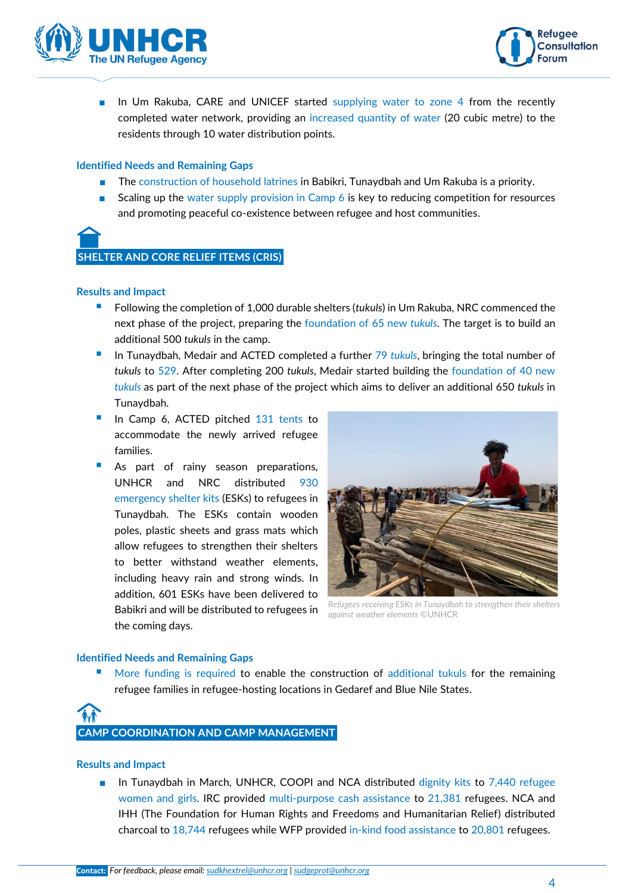- In Um Rakuba, CARE and UNICEF started supplying water to zone 4 from the recently completed water network, providing an increased quantity of water (20 cubic metre) to the residents through 10 water distribution points.

### Identified Needs and Remaining Gaps

- The construction of household latrines in Babikri, Tunaydbah and Um Rakuba is a priority.
- Scaling up the water supply provision in Camp 6 is key to reducing competition for resources and promoting peaceful co-existence between refugee and host communities.

## SHELTER AND CORE RELIEF ITEMS (CRIS)

### Results and Impact

- Following the completion of 1,000 durable shelters (*tukuls*) in Um Rakuba, NRC commenced the next phase of the project, preparing the foundation of 65 new *tukuls*. The target is to build an additional 500 *tukuls* in the camp.
- In Tunaydbah, Medair and ACTED completed a further 79 *tukuls*, bringing the total number of *tukuls* to 529. After completing 200 *tukuls*, Medair started building the foundation of 40 new *tukuls* as part of the next phase of the project which aims to deliver an additional 650 *tukuls* in Tunaydbah.
- In Camp 6, ACTED pitched 131 tents to accommodate the newly arrived refugee families.
- As part of rainy season preparations, UNHCR and NRC distributed 930 emergency shelter kits (ESKs) to refugees in Tunaydbah. The ESKs contain wooden poles, plastic sheets and grass mats which allow refugees to strengthen their shelters to better withstand weather elements, including heavy rain and strong winds. In addition, 601 ESKs have been delivered to Babikri and will be distributed to refugees in the coming days.

*Refugees receiving ESKs in Tunaydbah to strengthen their shelters against weather elements ©UNHCR*

### Identified Needs and Remaining Gaps

- More funding is required to enable the construction of additional tukuls for the remaining refugee families in refugee-hosting locations in Gedaref and Blue Nile States.

## CAMP COORDINATION AND CAMP MANAGEMENT

### Results and Impact

- In Tunaydbah in March, UNHCR, COOPI and NCA distributed dignity kits to 7,440 refugee women and girls. IRC provided multi-purpose cash assistance to 21,381 refugees. NCA and IHH (The Foundation for Human Rights and Freedoms and Humanitarian Relief) distributed charcoal to 18,744 refugees while WFP provided in-kind food assistance to 20,801 refugees.

**Contact:** *For feedback, please email: sudkhextrel@unhcr.org | sudgeprot@unhcr.org*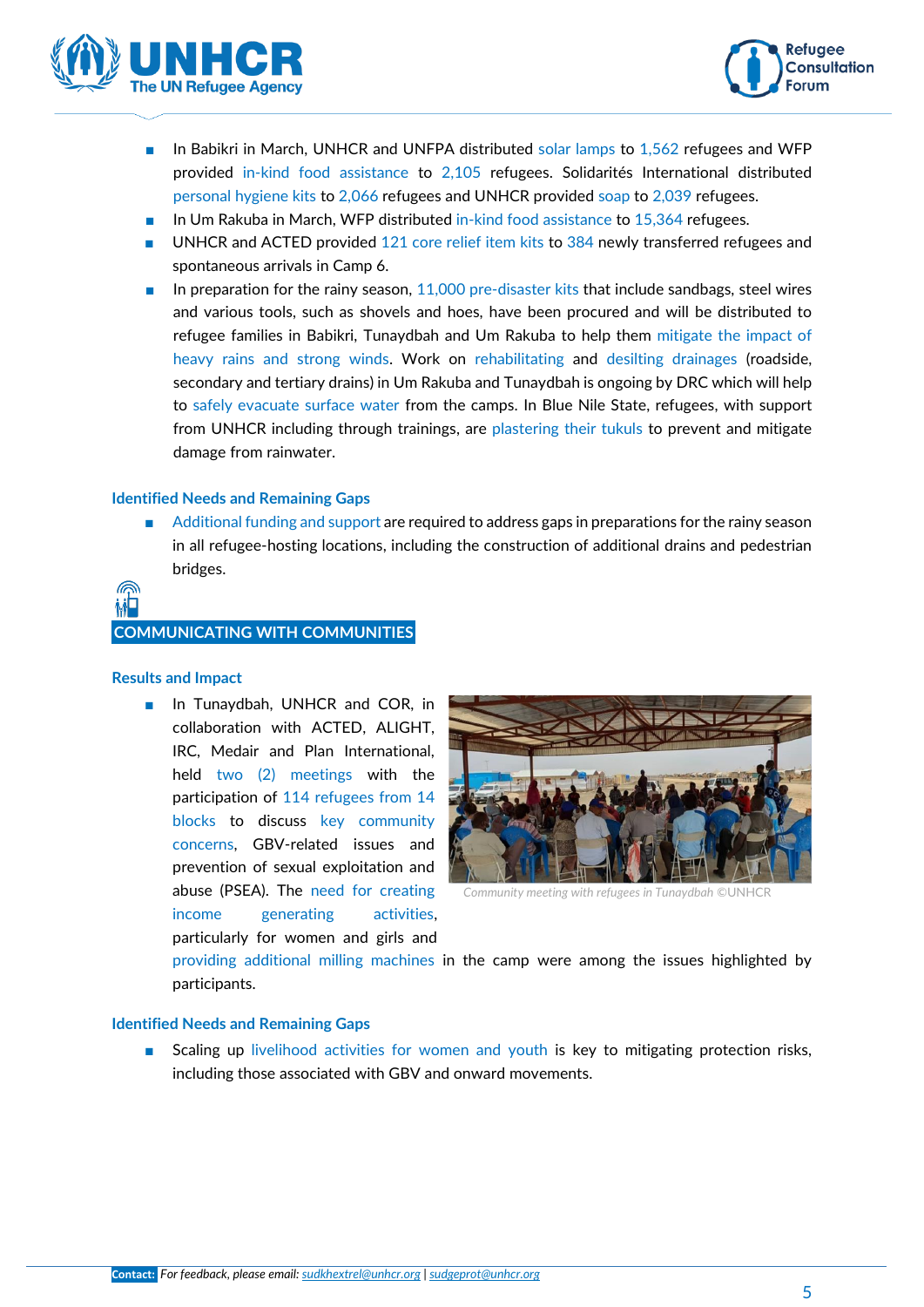- In Babikri in March, UNHCR and UNFPA distributed solar lamps to 1,562 refugees and WFP provided in-kind food assistance to 2,105 refugees. Solidarités International distributed personal hygiene kits to 2,066 refugees and UNHCR provided soap to 2,039 refugees.
- In Um Rakuba in March, WFP distributed in-kind food assistance to 15,364 refugees.
- UNHCR and ACTED provided 121 core relief item kits to 384 newly transferred refugees and spontaneous arrivals in Camp 6.
- In preparation for the rainy season, 11,000 pre-disaster kits that include sandbags, steel wires and various tools, such as shovels and hoes, have been procured and will be distributed to refugee families in Babikri, Tunaydbah and Um Rakuba to help them mitigate the impact of heavy rains and strong winds. Work on rehabilitating and desilting drainages (roadside, secondary and tertiary drains) in Um Rakuba and Tunaydbah is ongoing by DRC which will help to safely evacuate surface water from the camps. In Blue Nile State, refugees, with support from UNHCR including through trainings, are plastering their tukuls to prevent and mitigate damage from rainwater.

### Identified Needs and Remaining Gaps

- Additional funding and support are required to address gaps in preparations for the rainy season in all refugee-hosting locations, including the construction of additional drains and pedestrian bridges.

## COMMUNICATING WITH COMMUNITIES

### Results and Impact

- In Tunaydbah, UNHCR and COR, in collaboration with ACTED, ALIGHT, IRC, Medair and Plan International, held two (2) meetings with the participation of 114 refugees from 14 blocks to discuss key community concerns, GBV-related issues and prevention of sexual exploitation and abuse (PSEA). The need for creating income generating activities, particularly for women and girls and providing additional milling machines in the camp were among the issues highlighted by participants.

*Community meeting with refugees in Tunaydbah ©UNHCR*

### Identified Needs and Remaining Gaps

- Scaling up livelihood activities for women and youth is key to mitigating protection risks, including those associated with GBV and onward movements.

**Contact:** *For feedback, please email: sudkhextrel@unhcr.org | sudgeprot@unhcr.org*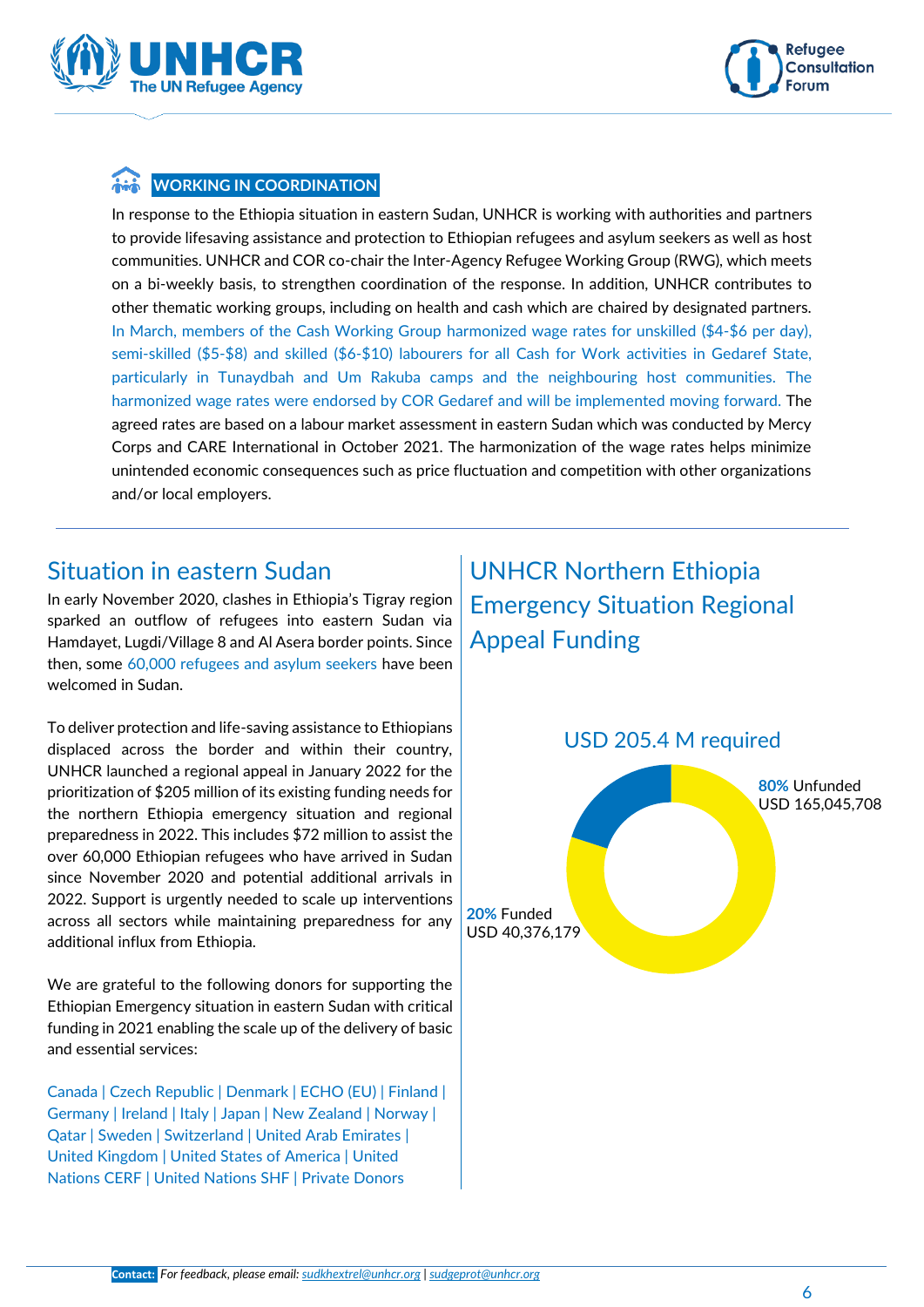## WORKING IN COORDINATION

In response to the Ethiopia situation in eastern Sudan, UNHCR is working with authorities and partners to provide lifesaving assistance and protection to Ethiopian refugees and asylum seekers as well as host communities. UNHCR and COR co-chair the Inter-Agency Refugee Working Group (RWG), which meets on a bi-weekly basis, to strengthen coordination of the response. In addition, UNHCR contributes to other thematic working groups, including on health and cash which are chaired by designated partners. In March, members of the Cash Working Group harmonized wage rates for unskilled ($4-$6 per day), semi-skilled ($5-$8) and skilled ($6-$10) labourers for all Cash for Work activities in Gedaref State, particularly in Tunaydbah and Um Rakuba camps and the neighbouring host communities. The harmonized wage rates were endorsed by COR Gedaref and will be implemented moving forward. The agreed rates are based on a labour market assessment in eastern Sudan which was conducted by Mercy Corps and CARE International in October 2021. The harmonization of the wage rates helps minimize unintended economic consequences such as price fluctuation and competition with other organizations and/or local employers.

## Situation in eastern Sudan

In early November 2020, clashes in Ethiopia's Tigray region sparked an outflow of refugees into eastern Sudan via Hamdayet, Lugdi/Village 8 and Al Asera border points. Since then, some 60,000 refugees and asylum seekers have been welcomed in Sudan.

To deliver protection and life-saving assistance to Ethiopians displaced across the border and within their country, UNHCR launched a regional appeal in January 2022 for the prioritization of $205 million of its existing funding needs for the northern Ethiopia emergency situation and regional preparedness in 2022. This includes $72 million to assist the over 60,000 Ethiopian refugees who have arrived in Sudan since November 2020 and potential additional arrivals in 2022. Support is urgently needed to scale up interventions across all sectors while maintaining preparedness for any additional influx from Ethiopia.

We are grateful to the following donors for supporting the Ethiopian Emergency situation in eastern Sudan with critical funding in 2021 enabling the scale up of the delivery of basic and essential services:

Canada | Czech Republic | Denmark | ECHO (EU) | Finland | Germany | Ireland | Italy | Japan | New Zealand | Norway | Qatar | Sweden | Switzerland | United Arab Emirates | United Kingdom | United States of America | United Nations CERF | United Nations SHF | Private Donors

## UNHCR Northern Ethiopia Emergency Situation Regional Appeal Funding

USD 205.4 M required

80% Unfunded
USD 165,045,708

20% Funded
USD 40,376,179

**Contact:** *For feedback, please email: sudkhextrel@unhcr.org | sudgeprot@unhcr.org*